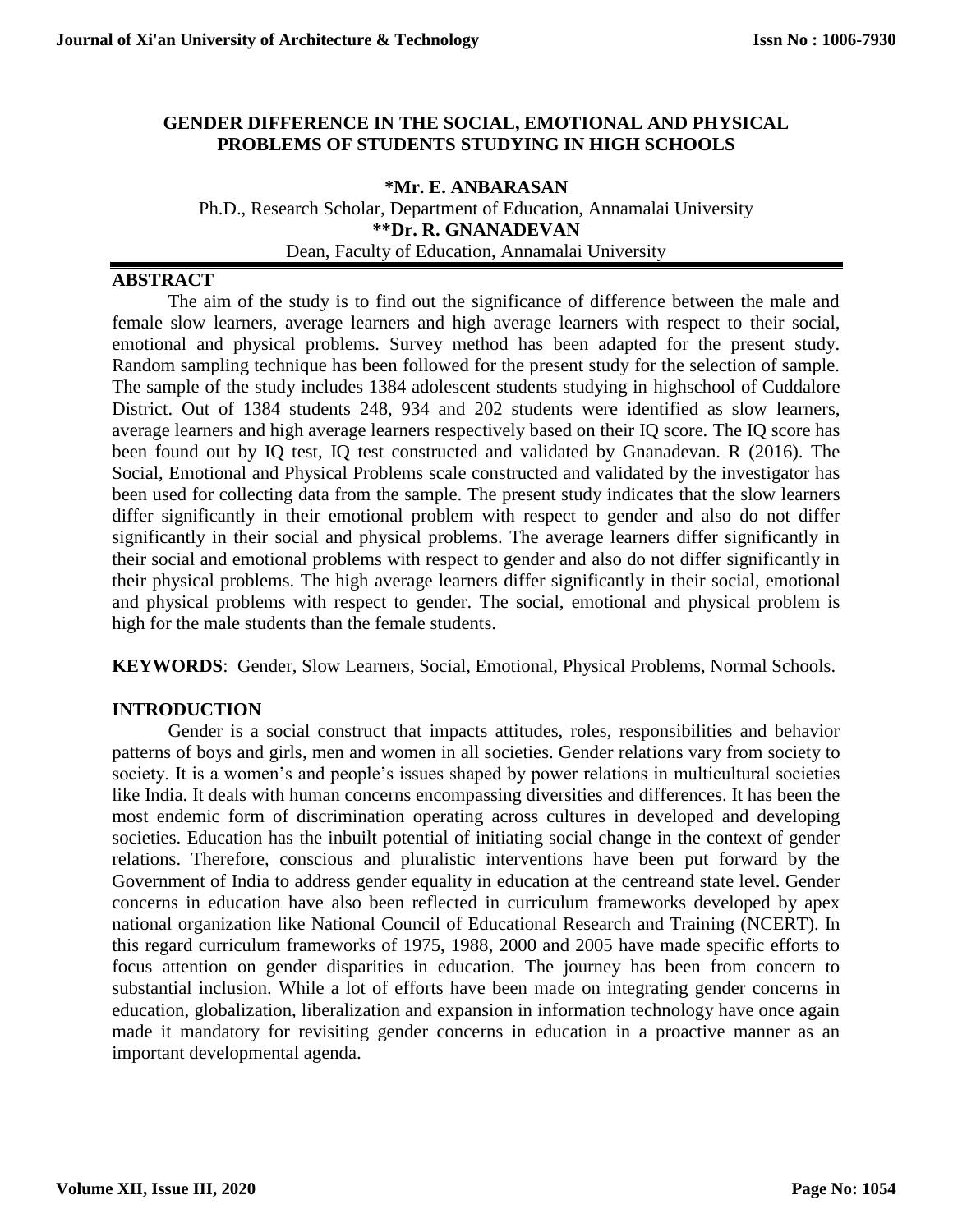# GENDER DIFFERENCE IN THE SOCIAL, EMOTIONAL AND PHYSICAL PROBLEMS OF STUDENTS STUDYING IN HIGH SCHOOLS

**\*Mr. E. ANBARASAN**

Ph.D., Research Scholar, Department of Education, Annamalai University

**\*\*Dr. R. GNANADEVAN**

Dean, Faculty of Education, Annamalai University

## ABSTRACT

The aim of the study is to find out the significance of difference between the male and female slow learners, average learners and high average learners with respect to their social, emotional and physical problems. Survey method has been adapted for the present study. Random sampling technique has been followed for the present study for the selection of sample. The sample of the study includes 1384 adolescent students studying in highschool of Cuddalore District. Out of 1384 students 248, 934 and 202 students were identified as slow learners, average learners and high average learners respectively based on their IQ score. The IQ score has been found out by IQ test, IQ test constructed and validated by Gnanadevan. R (2016). The Social, Emotional and Physical Problems scale constructed and validated by the investigator has been used for collecting data from the sample. The present study indicates that the slow learners differ significantly in their emotional problem with respect to gender and also do not differ significantly in their social and physical problems. The average learners differ significantly in their social and emotional problems with respect to gender and also do not differ significantly in their physical problems. The high average learners differ significantly in their social, emotional and physical problems with respect to gender. The social, emotional and physical problem is high for the male students than the female students.

**KEYWORDS**: Gender, Slow Learners, Social, Emotional, Physical Problems, Normal Schools.

## INTRODUCTION

Gender is a social construct that impacts attitudes, roles, responsibilities and behavior patterns of boys and girls, men and women in all societies. Gender relations vary from society to society. It is a women's and people's issues shaped by power relations in multicultural societies like India. It deals with human concerns encompassing diversities and differences. It has been the most endemic form of discrimination operating across cultures in developed and developing societies. Education has the inbuilt potential of initiating social change in the context of gender relations. Therefore, conscious and pluralistic interventions have been put forward by the Government of India to address gender equality in education at the centreand state level. Gender concerns in education have also been reflected in curriculum frameworks developed by apex national organization like National Council of Educational Research and Training (NCERT). In this regard curriculum frameworks of 1975, 1988, 2000 and 2005 have made specific efforts to focus attention on gender disparities in education. The journey has been from concern to substantial inclusion. While a lot of efforts have been made on integrating gender concerns in education, globalization, liberalization and expansion in information technology have once again made it mandatory for revisiting gender concerns in education in a proactive manner as an important developmental agenda.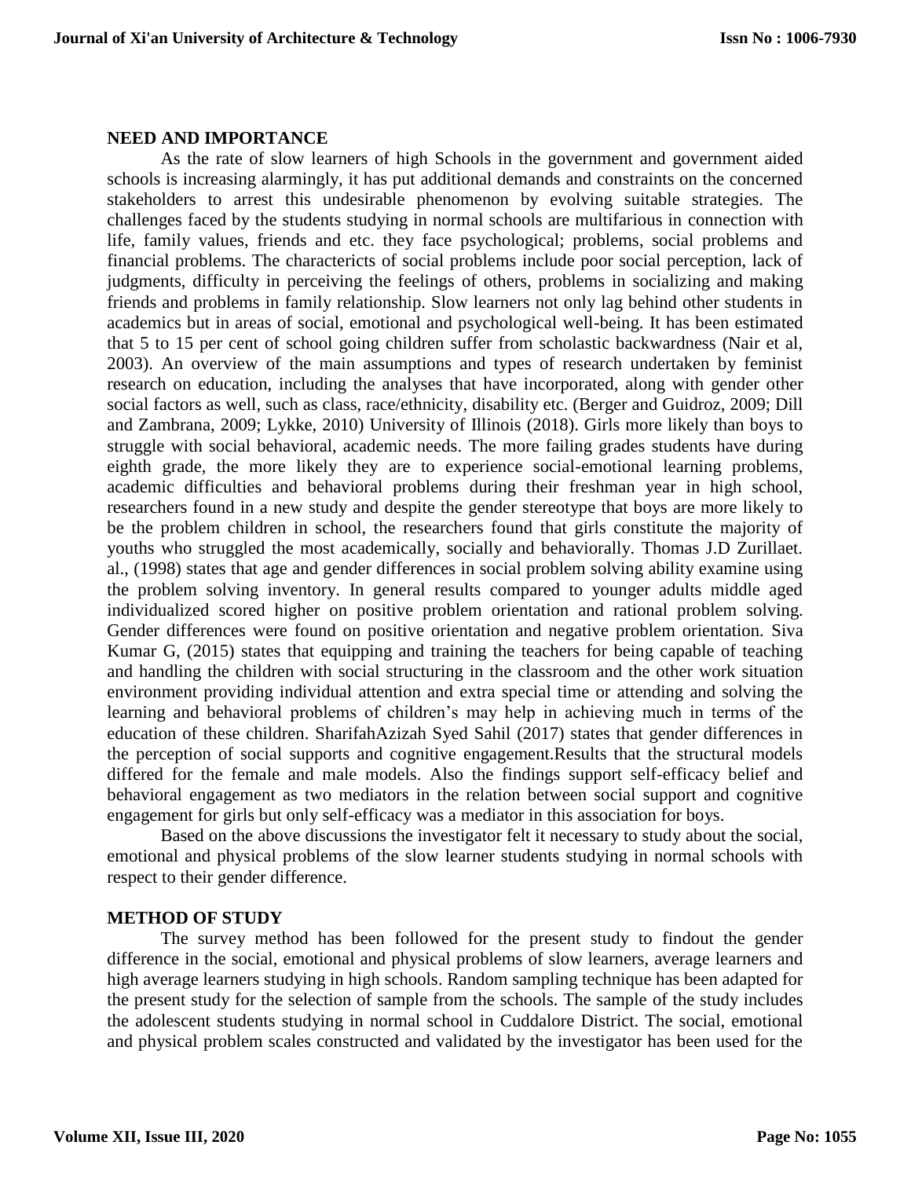## NEED AND IMPORTANCE

As the rate of slow learners of high Schools in the government and government aided schools is increasing alarmingly, it has put additional demands and constraints on the concerned stakeholders to arrest this undesirable phenomenon by evolving suitable strategies. The challenges faced by the students studying in normal schools are multifarious in connection with life, family values, friends and etc. they face psychological; problems, social problems and financial problems. The charactericts of social problems include poor social perception, lack of judgments, difficulty in perceiving the feelings of others, problems in socializing and making friends and problems in family relationship. Slow learners not only lag behind other students in academics but in areas of social, emotional and psychological well-being. It has been estimated that 5 to 15 per cent of school going children suffer from scholastic backwardness (Nair et al, 2003). An overview of the main assumptions and types of research undertaken by feminist research on education, including the analyses that have incorporated, along with gender other social factors as well, such as class, race/ethnicity, disability etc. (Berger and Guidroz, 2009; Dill and Zambrana, 2009; Lykke, 2010) University of Illinois (2018). Girls more likely than boys to struggle with social behavioral, academic needs. The more failing grades students have during eighth grade, the more likely they are to experience social-emotional learning problems, academic difficulties and behavioral problems during their freshman year in high school, researchers found in a new study and despite the gender stereotype that boys are more likely to be the problem children in school, the researchers found that girls constitute the majority of youths who struggled the most academically, socially and behaviorally. Thomas J.D Zurillaet. al., (1998) states that age and gender differences in social problem solving ability examine using the problem solving inventory. In general results compared to younger adults middle aged individualized scored higher on positive problem orientation and rational problem solving. Gender differences were found on positive orientation and negative problem orientation. Siva Kumar G, (2015) states that equipping and training the teachers for being capable of teaching and handling the children with social structuring in the classroom and the other work situation environment providing individual attention and extra special time or attending and solving the learning and behavioral problems of children's may help in achieving much in terms of the education of these children. SharifahAzizah Syed Sahil (2017) states that gender differences in the perception of social supports and cognitive engagement.Results that the structural models differed for the female and male models. Also the findings support self-efficacy belief and behavioral engagement as two mediators in the relation between social support and cognitive engagement for girls but only self-efficacy was a mediator in this association for boys.

Based on the above discussions the investigator felt it necessary to study about the social, emotional and physical problems of the slow learner students studying in normal schools with respect to their gender difference.

## METHOD OF STUDY

The survey method has been followed for the present study to findout the gender difference in the social, emotional and physical problems of slow learners, average learners and high average learners studying in high schools. Random sampling technique has been adapted for the present study for the selection of sample from the schools. The sample of the study includes the adolescent students studying in normal school in Cuddalore District. The social, emotional and physical problem scales constructed and validated by the investigator has been used for the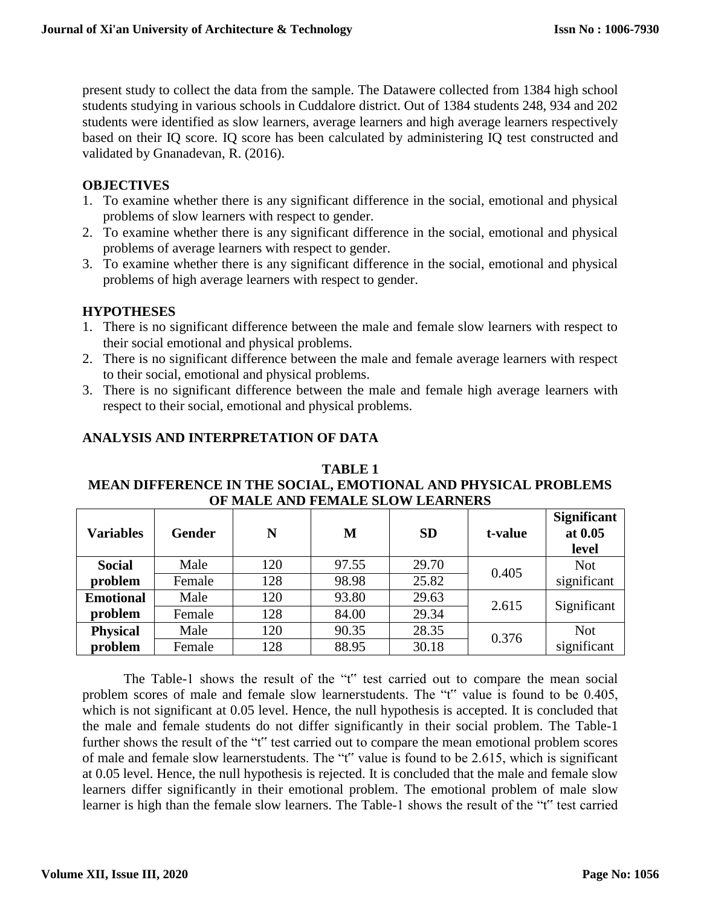present study to collect the data from the sample. The Datawere collected from 1384 high school students studying in various schools in Cuddalore district. Out of 1384 students 248, 934 and 202 students were identified as slow learners, average learners and high average learners respectively based on their IQ score. IQ score has been calculated by administering IQ test constructed and validated by Gnanadevan, R. (2016).

## OBJECTIVES

1. To examine whether there is any significant difference in the social, emotional and physical problems of slow learners with respect to gender.
2. To examine whether there is any significant difference in the social, emotional and physical problems of average learners with respect to gender.
3. To examine whether there is any significant difference in the social, emotional and physical problems of high average learners with respect to gender.

## HYPOTHESES

1. There is no significant difference between the male and female slow learners with respect to their social emotional and physical problems.
2. There is no significant difference between the male and female average learners with respect to their social, emotional and physical problems.
3. There is no significant difference between the male and female high average learners with respect to their social, emotional and physical problems.

## ANALYSIS AND INTERPRETATION OF DATA

**TABLE 1**
**MEAN DIFFERENCE IN THE SOCIAL, EMOTIONAL AND PHYSICAL PROBLEMS OF MALE AND FEMALE SLOW LEARNERS**

| Variables | Gender | N | M | SD | t-value | Significant at 0.05 level |
|---|---|---|---|---|---|---|
| **Social problem** | Male | 120 | 97.55 | 29.70 | 0.405 | Not significant |
| | Female | 128 | 98.98 | 25.82 | | |
| **Emotional problem** | Male | 120 | 93.80 | 29.63 | 2.615 | Significant |
| | Female | 128 | 84.00 | 29.34 | | |
| **Physical problem** | Male | 120 | 90.35 | 28.35 | 0.376 | Not significant |
| | Female | 128 | 88.95 | 30.18 | | |

The Table-1 shows the result of the "t" test carried out to compare the mean social problem scores of male and female slow learnerstudents. The "t" value is found to be 0.405, which is not significant at 0.05 level. Hence, the null hypothesis is accepted. It is concluded that the male and female students do not differ significantly in their social problem. The Table-1 further shows the result of the "t" test carried out to compare the mean emotional problem scores of male and female slow learnerstudents. The "t" value is found to be 2.615, which is significant at 0.05 level. Hence, the null hypothesis is rejected. It is concluded that the male and female slow learners differ significantly in their emotional problem. The emotional problem of male slow learner is high than the female slow learners. The Table-1 shows the result of the "t" test carried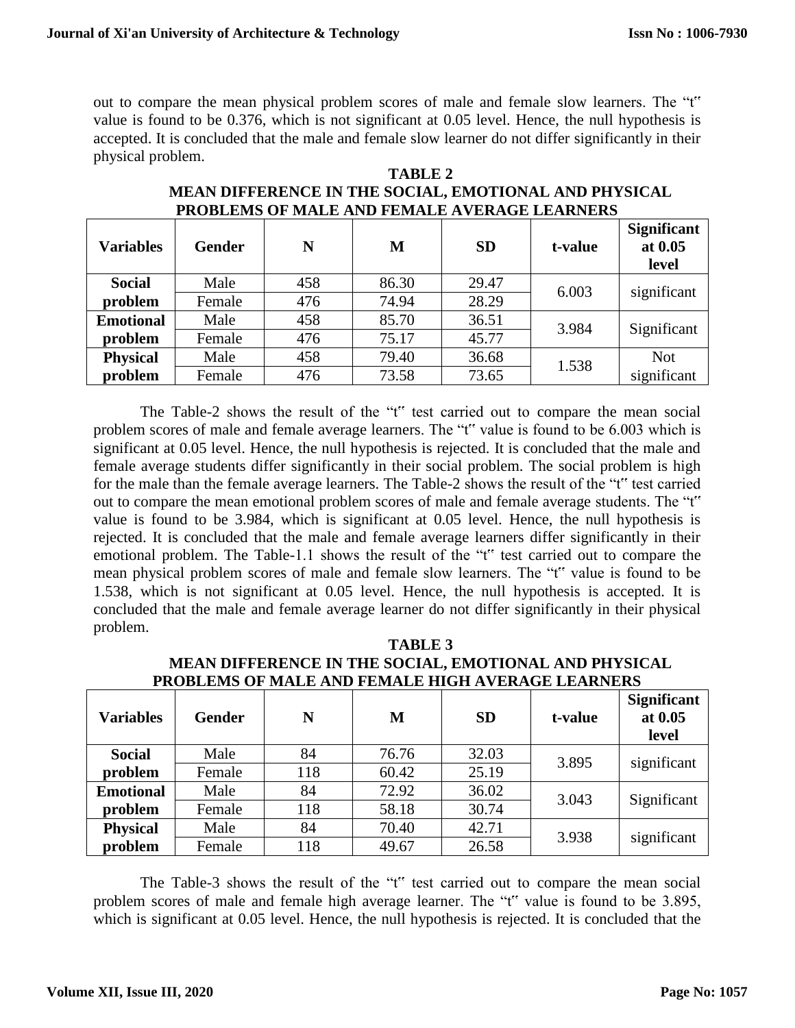out to compare the mean physical problem scores of male and female slow learners. The "t" value is found to be 0.376, which is not significant at 0.05 level. Hence, the null hypothesis is accepted. It is concluded that the male and female slow learner do not differ significantly in their physical problem.

**TABLE 2**

**MEAN DIFFERENCE IN THE SOCIAL, EMOTIONAL AND PHYSICAL PROBLEMS OF MALE AND FEMALE AVERAGE LEARNERS**

| Variables | Gender | N | M | SD | t-value | Significant at 0.05 level |
|---|---|---|---|---|---|---|
| Social problem | Male | 458 | 86.30 | 29.47 | 6.003 | significant |
| | Female | 476 | 74.94 | 28.29 | | |
| Emotional problem | Male | 458 | 85.70 | 36.51 | 3.984 | Significant |
| | Female | 476 | 75.17 | 45.77 | | |
| Physical problem | Male | 458 | 79.40 | 36.68 | 1.538 | Not significant |
| | Female | 476 | 73.58 | 73.65 | | |

The Table-2 shows the result of the "t" test carried out to compare the mean social problem scores of male and female average learners. The "t" value is found to be 6.003 which is significant at 0.05 level. Hence, the null hypothesis is rejected. It is concluded that the male and female average students differ significantly in their social problem. The social problem is high for the male than the female average learners. The Table-2 shows the result of the "t" test carried out to compare the mean emotional problem scores of male and female average students. The "t" value is found to be 3.984, which is significant at 0.05 level. Hence, the null hypothesis is rejected. It is concluded that the male and female average learners differ significantly in their emotional problem. The Table-1.1 shows the result of the "t" test carried out to compare the mean physical problem scores of male and female slow learners. The "t" value is found to be 1.538, which is not significant at 0.05 level. Hence, the null hypothesis is accepted. It is concluded that the male and female average learner do not differ significantly in their physical problem.

**TABLE 3**

**MEAN DIFFERENCE IN THE SOCIAL, EMOTIONAL AND PHYSICAL PROBLEMS OF MALE AND FEMALE HIGH AVERAGE LEARNERS**

| Variables | Gender | N | M | SD | t-value | Significant at 0.05 level |
|---|---|---|---|---|---|---|
| Social problem | Male | 84 | 76.76 | 32.03 | 3.895 | significant |
| | Female | 118 | 60.42 | 25.19 | | |
| Emotional problem | Male | 84 | 72.92 | 36.02 | 3.043 | Significant |
| | Female | 118 | 58.18 | 30.74 | | |
| Physical problem | Male | 84 | 70.40 | 42.71 | 3.938 | significant |
| | Female | 118 | 49.67 | 26.58 | | |

The Table-3 shows the result of the "t" test carried out to compare the mean social problem scores of male and female high average learner. The "t" value is found to be 3.895, which is significant at 0.05 level. Hence, the null hypothesis is rejected. It is concluded that the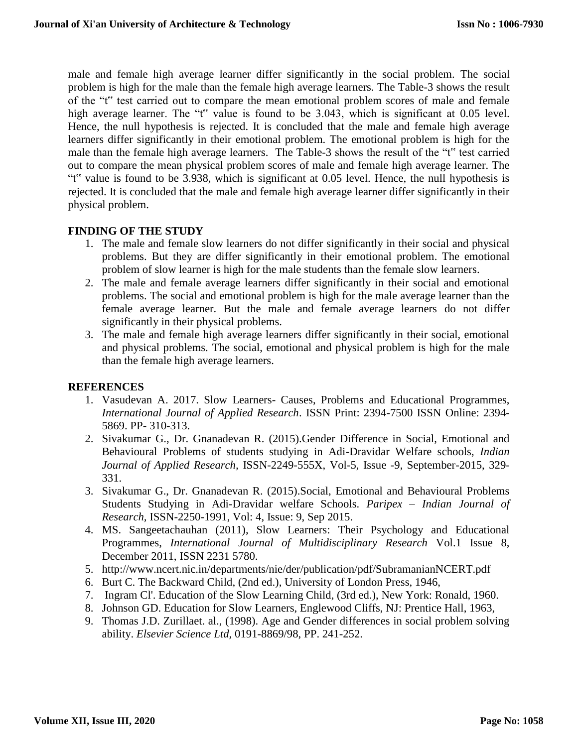male and female high average learner differ significantly in the social problem. The social problem is high for the male than the female high average learners. The Table-3 shows the result of the "t" test carried out to compare the mean emotional problem scores of male and female high average learner. The "t" value is found to be 3.043, which is significant at 0.05 level. Hence, the null hypothesis is rejected. It is concluded that the male and female high average learners differ significantly in their emotional problem. The emotional problem is high for the male than the female high average learners. The Table-3 shows the result of the "t" test carried out to compare the mean physical problem scores of male and female high average learner. The "t" value is found to be 3.938, which is significant at 0.05 level. Hence, the null hypothesis is rejected. It is concluded that the male and female high average learner differ significantly in their physical problem.

## FINDING OF THE STUDY

1. The male and female slow learners do not differ significantly in their social and physical problems. But they are differ significantly in their emotional problem. The emotional problem of slow learner is high for the male students than the female slow learners.
2. The male and female average learners differ significantly in their social and emotional problems. The social and emotional problem is high for the male average learner than the female average learner. But the male and female average learners do not differ significantly in their physical problems.
3. The male and female high average learners differ significantly in their social, emotional and physical problems. The social, emotional and physical problem is high for the male than the female high average learners.

## REFERENCES

1. Vasudevan A. 2017. Slow Learners- Causes, Problems and Educational Programmes, *International Journal of Applied Research*. ISSN Print: 2394-7500 ISSN Online: 2394-5869. PP- 310-313.
2. Sivakumar G., Dr. Gnanadevan R. (2015).Gender Difference in Social, Emotional and Behavioural Problems of students studying in Adi-Dravidar Welfare schools, *Indian Journal of Applied Research,* ISSN-2249-555X, Vol-5, Issue -9, September-2015, 329-331.
3. Sivakumar G., Dr. Gnanadevan R. (2015).Social, Emotional and Behavioural Problems Students Studying in Adi-Dravidar welfare Schools. *Paripex – Indian Journal of Research,* ISSN-2250-1991, Vol: 4, Issue: 9, Sep 2015.
4. MS. Sangeetachauhan (2011), Slow Learners: Their Psychology and Educational Programmes, *International Journal of Multidisciplinary Research* Vol.1 Issue 8, December 2011, ISSN 2231 5780.
5. http://www.ncert.nic.in/departments/nie/der/publication/pdf/SubramanianNCERT.pdf
6. Burt C. The Backward Child, (2nd ed.), University of London Press, 1946,
7. Ingram Cl'. Education of the Slow Learning Child, (3rd ed.), New York: Ronald, 1960.
8. Johnson GD. Education for Slow Learners, Englewood Cliffs, NJ: Prentice Hall, 1963,
9. Thomas J.D. Zurillaet. al., (1998). Age and Gender differences in social problem solving ability. *Elsevier Science Ltd,* 0191-8869/98, PP. 241-252.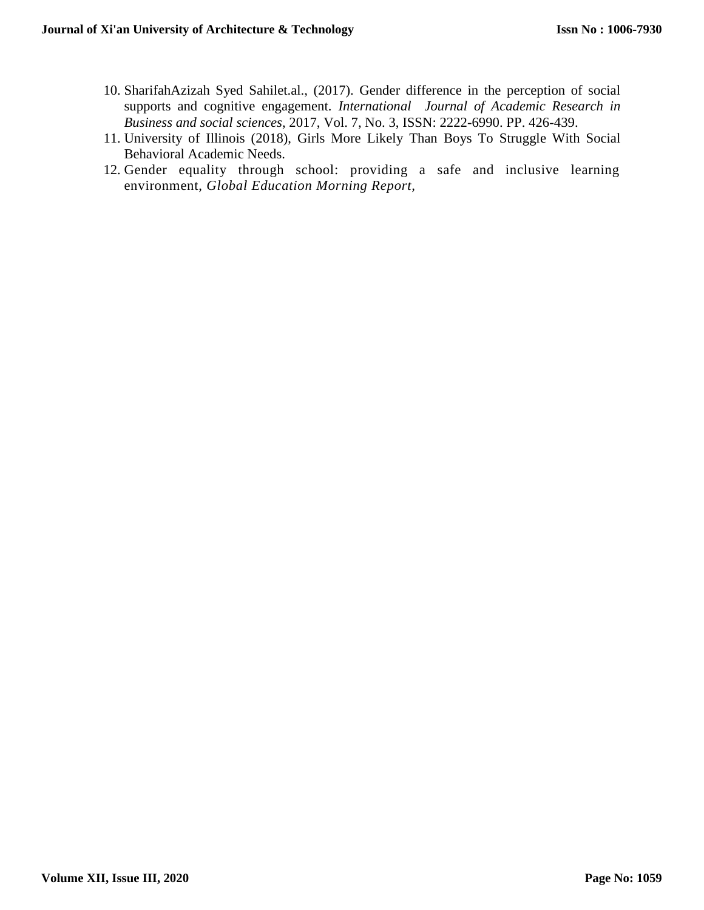10. SharifahAzizah Syed Sahilet.al., (2017). Gender difference in the perception of social supports and cognitive engagement. *International Journal of Academic Research in Business and social sciences*, 2017, Vol. 7, No. 3, ISSN: 2222-6990. PP. 426-439.
11. University of Illinois (2018), Girls More Likely Than Boys To Struggle With Social Behavioral Academic Needs.
12. Gender equality through school: providing a safe and inclusive learning environment, *Global Education Morning Report,*